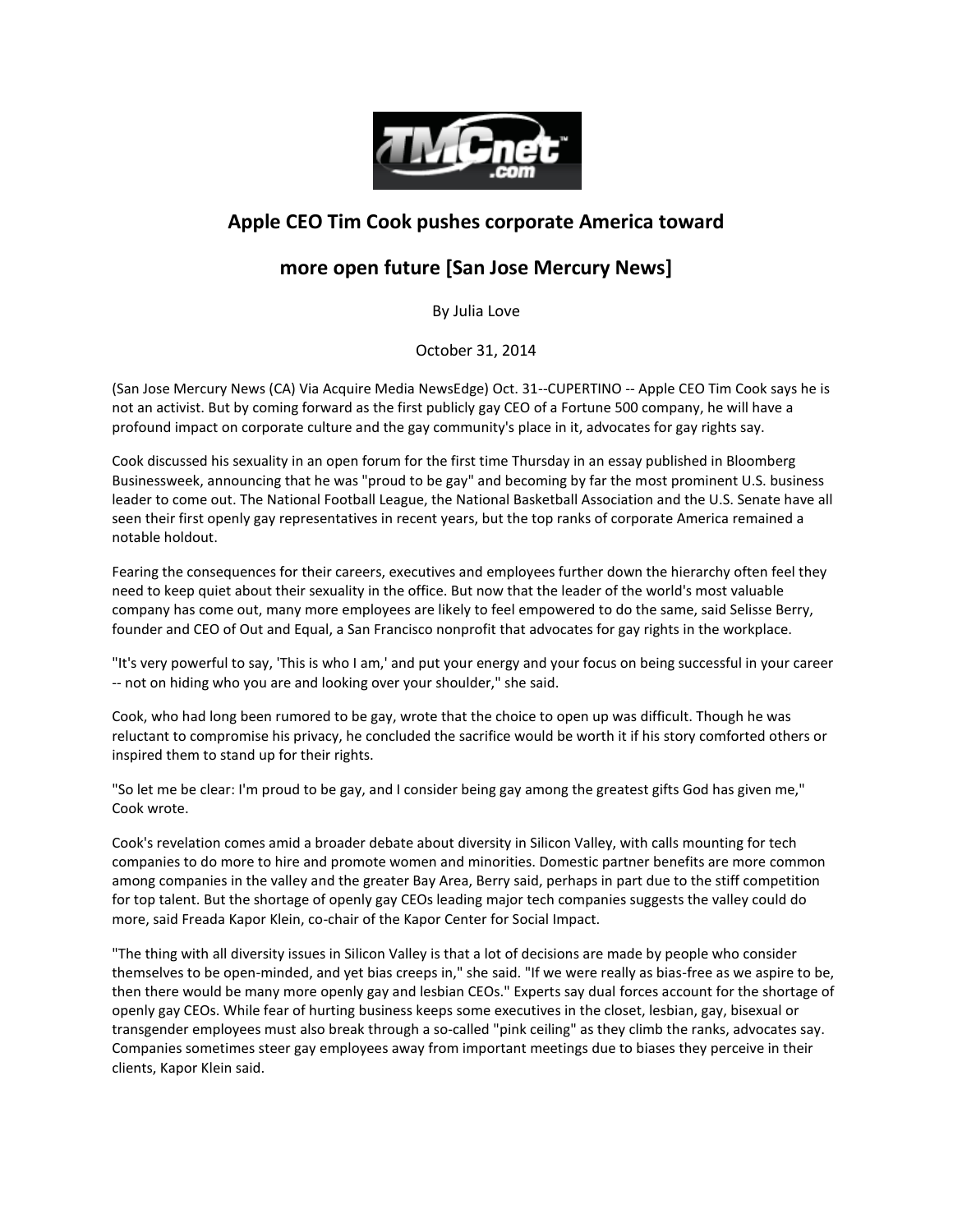# Apple CEO Tim Cook pushes corporate America toward more open future [San Jose Mercury News]

By Julia Love

October 31, 2014

(San Jose Mercury News (CA) Via Acquire Media NewsEdge) Oct. 31--CUPERTINO -- Apple CEO Tim Cook says he is not an activist. But by coming forward as the first publicly gay CEO of a Fortune 500 company, he will have a profound impact on corporate culture and the gay community's place in it, advocates for gay rights say.

Cook discussed his sexuality in an open forum for the first time Thursday in an essay published in Bloomberg Businessweek, announcing that he was "proud to be gay" and becoming by far the most prominent U.S. business leader to come out. The National Football League, the National Basketball Association and the U.S. Senate have all seen their first openly gay representatives in recent years, but the top ranks of corporate America remained a notable holdout.

Fearing the consequences for their careers, executives and employees further down the hierarchy often feel they need to keep quiet about their sexuality in the office. But now that the leader of the world's most valuable company has come out, many more employees are likely to feel empowered to do the same, said Selisse Berry, founder and CEO of Out and Equal, a San Francisco nonprofit that advocates for gay rights in the workplace.

"It's very powerful to say, 'This is who I am,' and put your energy and your focus on being successful in your career -- not on hiding who you are and looking over your shoulder," she said.

Cook, who had long been rumored to be gay, wrote that the choice to open up was difficult. Though he was reluctant to compromise his privacy, he concluded the sacrifice would be worth it if his story comforted others or inspired them to stand up for their rights.

"So let me be clear: I'm proud to be gay, and I consider being gay among the greatest gifts God has given me," Cook wrote.

Cook's revelation comes amid a broader debate about diversity in Silicon Valley, with calls mounting for tech companies to do more to hire and promote women and minorities. Domestic partner benefits are more common among companies in the valley and the greater Bay Area, Berry said, perhaps in part due to the stiff competition for top talent. But the shortage of openly gay CEOs leading major tech companies suggests the valley could do more, said Freada Kapor Klein, co-chair of the Kapor Center for Social Impact.

"The thing with all diversity issues in Silicon Valley is that a lot of decisions are made by people who consider themselves to be open-minded, and yet bias creeps in," she said. "If we were really as bias-free as we aspire to be, then there would be many more openly gay and lesbian CEOs." Experts say dual forces account for the shortage of openly gay CEOs. While fear of hurting business keeps some executives in the closet, lesbian, gay, bisexual or transgender employees must also break through a so-called "pink ceiling" as they climb the ranks, advocates say. Companies sometimes steer gay employees away from important meetings due to biases they perceive in their clients, Kapor Klein said.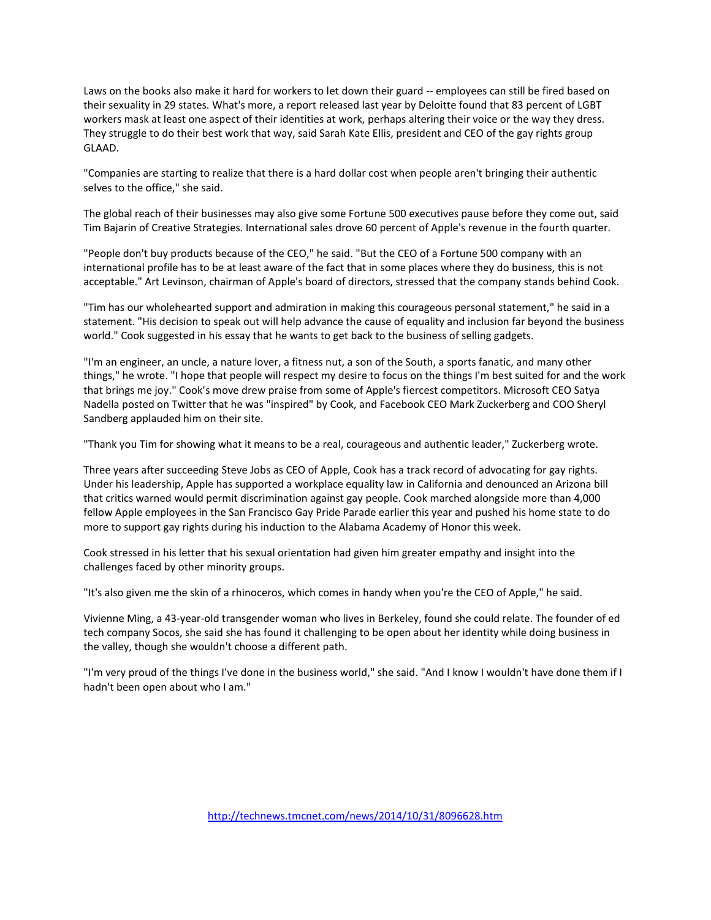Laws on the books also make it hard for workers to let down their guard -- employees can still be fired based on their sexuality in 29 states. What's more, a report released last year by Deloitte found that 83 percent of LGBT workers mask at least one aspect of their identities at work, perhaps altering their voice or the way they dress. They struggle to do their best work that way, said Sarah Kate Ellis, president and CEO of the gay rights group GLAAD.

"Companies are starting to realize that there is a hard dollar cost when people aren't bringing their authentic selves to the office," she said.

The global reach of their businesses may also give some Fortune 500 executives pause before they come out, said Tim Bajarin of Creative Strategies. International sales drove 60 percent of Apple's revenue in the fourth quarter.

"People don't buy products because of the CEO," he said. "But the CEO of a Fortune 500 company with an international profile has to be at least aware of the fact that in some places where they do business, this is not acceptable." Art Levinson, chairman of Apple's board of directors, stressed that the company stands behind Cook.

"Tim has our wholehearted support and admiration in making this courageous personal statement," he said in a statement. "His decision to speak out will help advance the cause of equality and inclusion far beyond the business world." Cook suggested in his essay that he wants to get back to the business of selling gadgets.

"I'm an engineer, an uncle, a nature lover, a fitness nut, a son of the South, a sports fanatic, and many other things," he wrote. "I hope that people will respect my desire to focus on the things I'm best suited for and the work that brings me joy." Cook's move drew praise from some of Apple's fiercest competitors. Microsoft CEO Satya Nadella posted on Twitter that he was "inspired" by Cook, and Facebook CEO Mark Zuckerberg and COO Sheryl Sandberg applauded him on their site.

"Thank you Tim for showing what it means to be a real, courageous and authentic leader," Zuckerberg wrote.

Three years after succeeding Steve Jobs as CEO of Apple, Cook has a track record of advocating for gay rights. Under his leadership, Apple has supported a workplace equality law in California and denounced an Arizona bill that critics warned would permit discrimination against gay people. Cook marched alongside more than 4,000 fellow Apple employees in the San Francisco Gay Pride Parade earlier this year and pushed his home state to do more to support gay rights during his induction to the Alabama Academy of Honor this week.

Cook stressed in his letter that his sexual orientation had given him greater empathy and insight into the challenges faced by other minority groups.

"It's also given me the skin of a rhinoceros, which comes in handy when you're the CEO of Apple," he said.

Vivienne Ming, a 43-year-old transgender woman who lives in Berkeley, found she could relate. The founder of ed tech company Socos, she said she has found it challenging to be open about her identity while doing business in the valley, though she wouldn't choose a different path.

"I'm very proud of the things I've done in the business world," she said. "And I know I wouldn't have done them if I hadn't been open about who I am."

http://technews.tmcnet.com/news/2014/10/31/8096628.htm